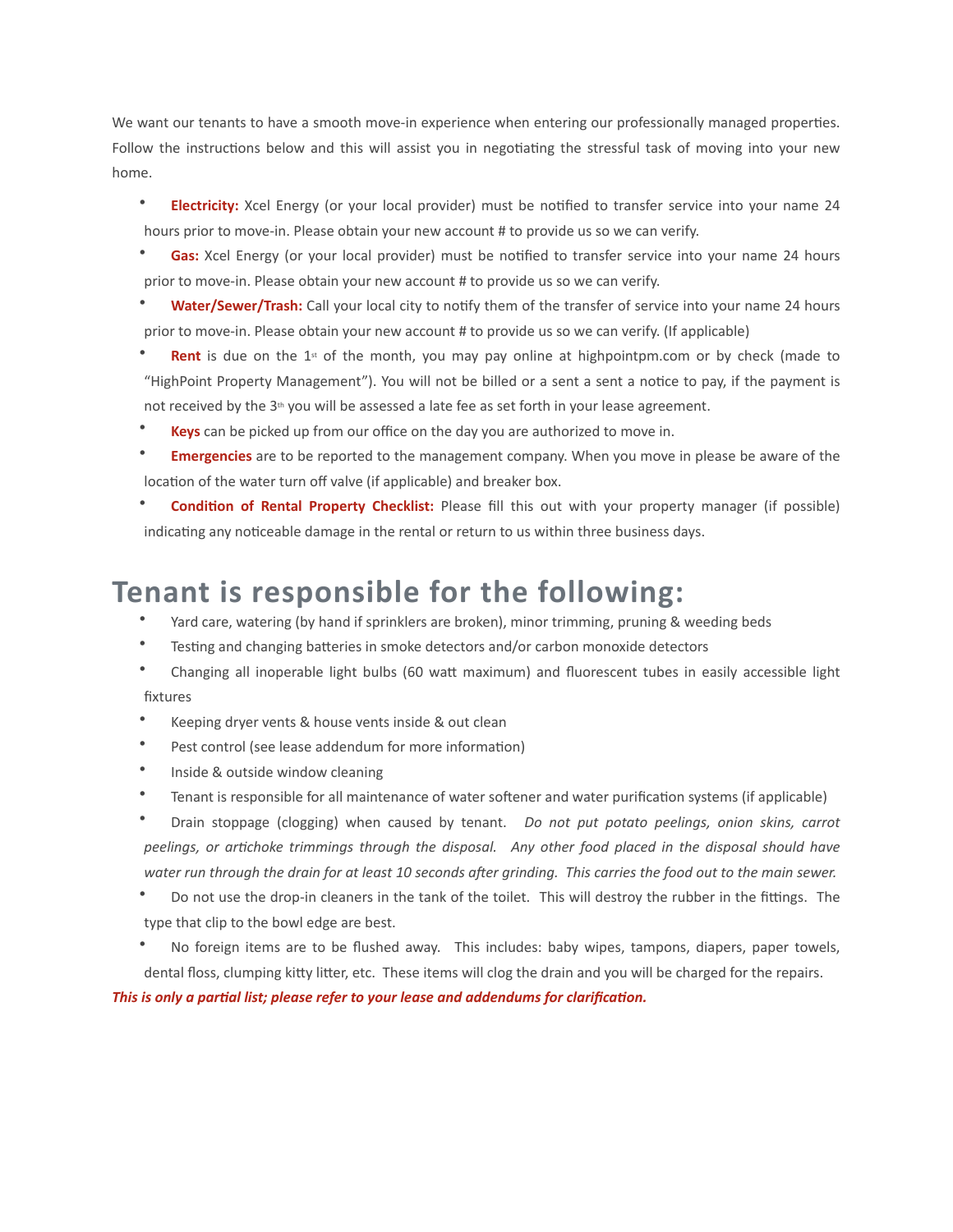We want our tenants to have a smooth move-in experience when entering our professionally managed properties. Follow the instructions below and this will assist you in negotiating the stressful task of moving into your new home.

- **Electricity:** Xcel Energy (or your local provider) must be notified to transfer service into your name 24 hours prior to move-in. Please obtain your new account # to provide us so we can verify.
- **Gas:** Xcel Energy (or your local provider) must be notified to transfer service into your name 24 hours prior to move-in. Please obtain your new account # to provide us so we can verify.
- **Water/Sewer/Trash:** Call your local city to notify them of the transfer of service into your name 24 hours prior to move-in. Please obtain your new account # to provide us so we can verify. (If applicable)
- **Rent** is due on the 1st of the month, you may pay online at highpointpm.com or by check (made to "HighPoint Property Management"). You will not be billed or a sent a sent a notice to pay, if the payment is not received by the 3rd you will be assessed a late fee as set forth in your lease agreement.
- **Keys** can be picked up from our office on the day you are authorized to move in.
- **Emergencies** are to be reported to the management company. When you move in please be aware of the location of the water turn off valve (if applicable) and breaker box.
- **Condition of Rental Property Checklist:** Please fill this out with your property manager (if possible) indicating any noticeable damage in the rental or return to us within three business days.

# Tenant is responsible for the following:

- Yard care, watering (by hand if sprinklers are broken), minor trimming, pruning & weeding beds
- Testing and changing batteries in smoke detectors and/or carbon monoxide detectors
- Changing all inoperable light bulbs (60 watt maximum) and fluorescent tubes in easily accessible light fixtures
- Keeping dryer vents & house vents inside & out clean
- Pest control (see lease addendum for more information)
- Inside & outside window cleaning
- Tenant is responsible for all maintenance of water softener and water purification systems (if applicable)
- Drain stoppage (clogging) when caused by tenant. *Do not put potato peelings, onion skins, carrot peelings, or artichoke trimmings through the disposal. Any other food placed in the disposal should have water run through the drain for at least 10 seconds after grinding. This carries the food out to the main sewer.*
- Do not use the drop-in cleaners in the tank of the toilet. This will destroy the rubber in the fittings. The type that clip to the bowl edge are best.
- No foreign items are to be flushed away. This includes: baby wipes, tampons, diapers, paper towels, dental floss, clumping kitty litter, etc. These items will clog the drain and you will be charged for the repairs.

***This is only a partial list; please refer to your lease and addendums for clarification.***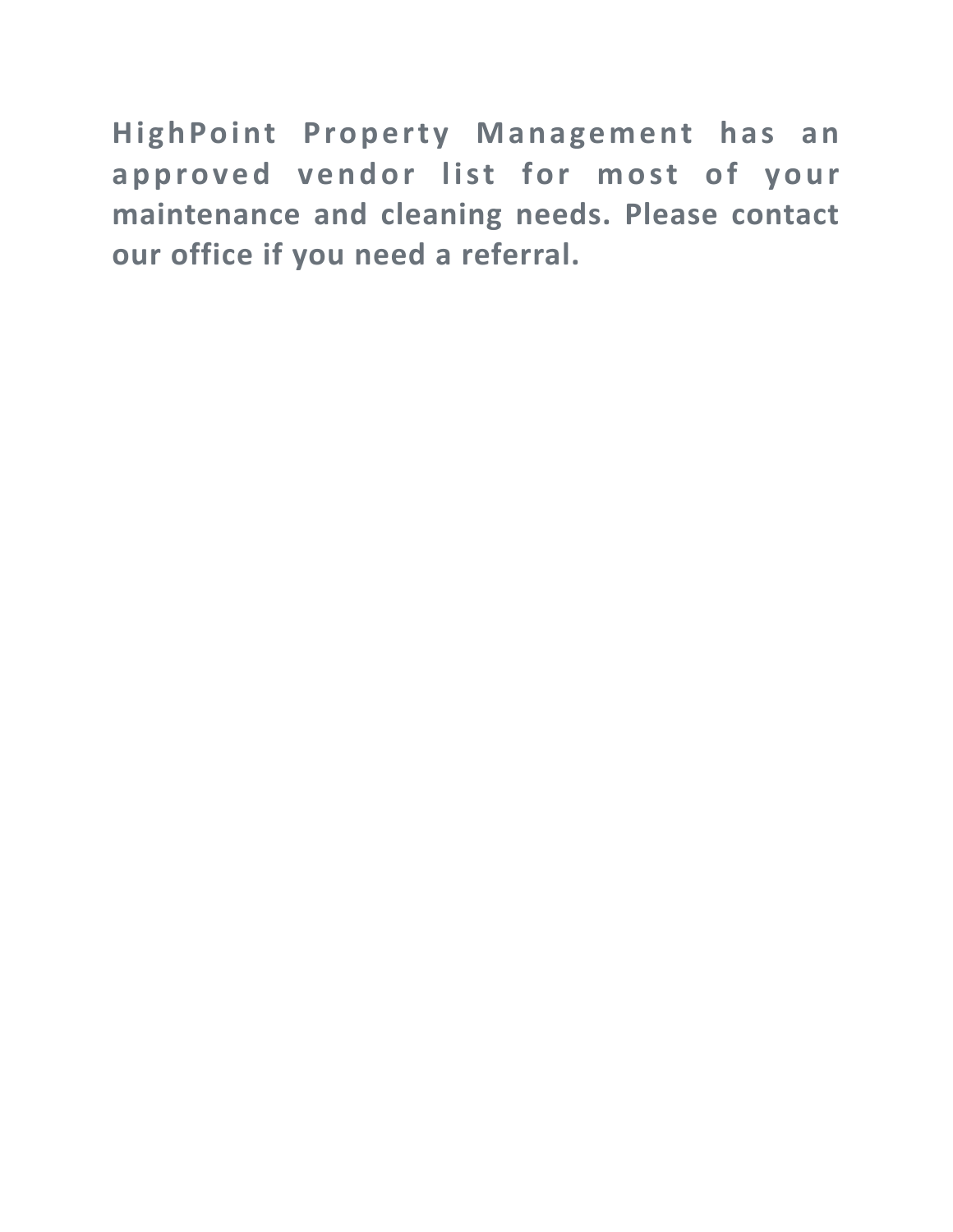**HighPoint Property Management has an approved vendor list for most of your maintenance and cleaning needs. Please contact our office if you need a referral.**